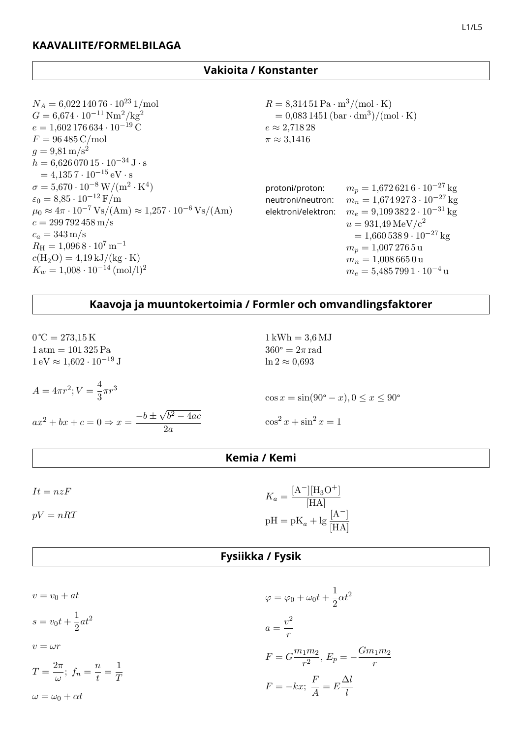## KAAVALIITE/FORMELBILAGA

### Vakioita / Konstanter

$N_A = 6{,}022\,140\,76 \cdot 10^{23}\,1/\text{mol}$
$G = 6{,}674 \cdot 10^{-11}\,\text{Nm}^2/\text{kg}^2$
$e = 1{,}602\,176\,634 \cdot 10^{-19}\,\text{C}$
$F = 96\,485\,\text{C/mol}$
$g = 9{,}81\,\text{m/s}^2$
$h = 6{,}626\,070\,15 \cdot 10^{-34}\,\text{J} \cdot \text{s}$
$\quad = 4{,}135\,7 \cdot 10^{-15}\,\text{eV} \cdot \text{s}$
$\sigma = 5{,}670 \cdot 10^{-8}\,\text{W/(m}^2 \cdot \text{K}^4)$
$\varepsilon_0 = 8{,}85 \cdot 10^{-12}\,\text{F/m}$
$\mu_0 \approx 4\pi \cdot 10^{-7}\,\text{Vs/(Am)} \approx 1{,}257 \cdot 10^{-6}\,\text{Vs/(Am)}$
$c = 299\,792\,458\,\text{m/s}$
$c_a = 343\,\text{m/s}$
$R_\text{H} = 1{,}096\,8 \cdot 10^7\,\text{m}^{-1}$
$c(\text{H}_2\text{O}) = 4{,}19\,\text{kJ/(kg} \cdot \text{K)}$
$K_w = 1{,}008 \cdot 10^{-14}\,(\text{mol/l})^2$

$R = 8{,}314\,51\,\text{Pa} \cdot \text{m}^3/(\text{mol} \cdot \text{K})$
$\quad = 0{,}083\,1451\,(\text{bar} \cdot \text{dm}^3)/(\text{mol} \cdot \text{K})$
$e \approx 2{,}718\,28$
$\pi \approx 3{,}1416$

protoni/proton: $m_p = 1{,}672\,621\,6 \cdot 10^{-27}\,\text{kg}$
neutroni/neutron: $m_n = 1{,}674\,927\,3 \cdot 10^{-27}\,\text{kg}$
elektroni/elektron: $m_e = 9{,}109\,382\,2 \cdot 10^{-31}\,\text{kg}$
$u = 931{,}49\,\text{MeV/c}^2$
$\quad = 1{,}660\,538\,9 \cdot 10^{-27}\,\text{kg}$
$m_p = 1{,}007\,276\,5\,\text{u}$
$m_n = 1{,}008\,665\,0\,\text{u}$
$m_e = 5{,}485\,799\,1 \cdot 10^{-4}\,\text{u}$

### Kaavoja ja muuntokertoimia / Formler och omvandlingsfaktorer

$0\,°\text{C} = 273{,}15\,\text{K}$
$1\,\text{atm} = 101\,325\,\text{Pa}$
$1\,\text{eV} \approx 1{,}602 \cdot 10^{-19}\,\text{J}$

$1\,\text{kWh} = 3{,}6\,\text{MJ}$
$360° = 2\pi\,\text{rad}$
$\ln 2 \approx 0{,}693$

$A = 4\pi r^2; V = \dfrac{4}{3}\pi r^3$

$ax^2 + bx + c = 0 \Rightarrow x = \dfrac{-b \pm \sqrt{b^2 - 4ac}}{2a}$

$\cos x = \sin(90° - x), 0 \leq x \leq 90°$

$\cos^2 x + \sin^2 x = 1$

### Kemia / Kemi

$It = nzF$

$pV = nRT$

$K_a = \dfrac{[\text{A}^-][\text{H}_3\text{O}^+]}{[\text{HA}]}$

$\text{pH} = \text{pK}_a + \lg \dfrac{[\text{A}^-]}{[\text{HA}]}$

### Fysiikka / Fysik

$v = v_0 + at$

$s = v_0 t + \dfrac{1}{2}at^2$

$v = \omega r$

$T = \dfrac{2\pi}{\omega};\ f_n = \dfrac{n}{t} = \dfrac{1}{T}$

$\omega = \omega_0 + \alpha t$

$\varphi = \varphi_0 + \omega_0 t + \dfrac{1}{2}\alpha t^2$

$a = \dfrac{v^2}{r}$

$F = G\dfrac{m_1 m_2}{r^2},\ E_p = -\dfrac{Gm_1 m_2}{r}$

$F = -kx;\ \dfrac{F}{A} = E\dfrac{\Delta l}{l}$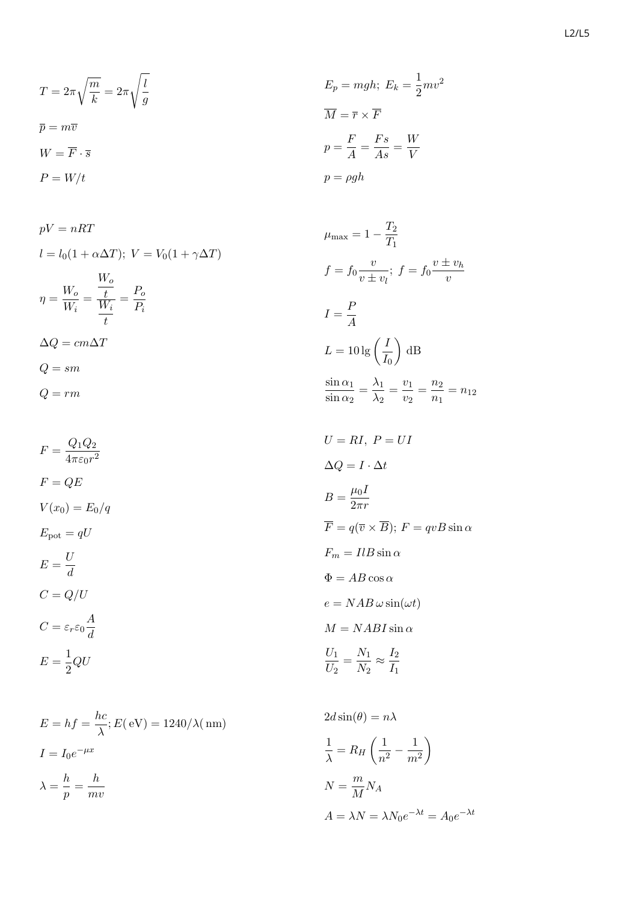$$T = 2\pi\sqrt{\frac{m}{k}} = 2\pi\sqrt{\frac{l}{g}}$$

$$\overline{p} = m\overline{v}$$

$$W = \overline{F} \cdot \overline{s}$$

$$P = W/t$$

$$E_p = mgh;\ E_k = \frac{1}{2}mv^2$$

$$\overline{M} = \overline{r} \times \overline{F}$$

$$p = \frac{F}{A} = \frac{Fs}{As} = \frac{W}{V}$$

$$p = \rho g h$$

$$pV = nRT$$

$$l = l_0(1 + \alpha\Delta T);\ V = V_0(1 + \gamma\Delta T)$$

$$\eta = \frac{W_o}{W_i} = \frac{\frac{W_o}{t}}{\frac{W_i}{t}} = \frac{P_o}{P_i}$$

$$\Delta Q = cm\Delta T$$

$$Q = sm$$

$$Q = rm$$

$$\mu_{\max} = 1 - \frac{T_2}{T_1}$$

$$f = f_0\frac{v}{v \pm v_l};\ f = f_0\frac{v \pm v_h}{v}$$

$$I = \frac{P}{A}$$

$$L = 10\lg\left(\frac{I}{I_0}\right)\ \mathrm{dB}$$

$$\frac{\sin\alpha_1}{\sin\alpha_2} = \frac{\lambda_1}{\lambda_2} = \frac{v_1}{v_2} = \frac{n_2}{n_1} = n_{12}$$

$$F = \frac{Q_1 Q_2}{4\pi\varepsilon_0 r^2}$$

$$F = QE$$

$$V(x_0) = E_0/q$$

$$E_{\mathrm{pot}} = qU$$

$$E = \frac{U}{d}$$

$$C = Q/U$$

$$C = \varepsilon_r\varepsilon_0\frac{A}{d}$$

$$E = \frac{1}{2}QU$$

$$U = RI,\ P = UI$$

$$\Delta Q = I \cdot \Delta t$$

$$B = \frac{\mu_0 I}{2\pi r}$$

$$\overline{F} = q(\overline{v} \times \overline{B});\ F = qvB\sin\alpha$$

$$F_m = IlB\sin\alpha$$

$$\Phi = AB\cos\alpha$$

$$e = NAB\,\omega\sin(\omega t)$$

$$M = NABI\sin\alpha$$

$$\frac{U_1}{U_2} = \frac{N_1}{N_2} \approx \frac{I_2}{I_1}$$

$$E = hf = \frac{hc}{\lambda};E(\mathrm{\ eV}) = 1240/\lambda(\mathrm{\ nm})$$

$$I = I_0 e^{-\mu x}$$

$$\lambda = \frac{h}{p} = \frac{h}{mv}$$

$$2d\sin(\theta) = n\lambda$$

$$\frac{1}{\lambda} = R_H\left(\frac{1}{n^2} - \frac{1}{m^2}\right)$$

$$N = \frac{m}{M}N_A$$

$$A = \lambda N = \lambda N_0 e^{-\lambda t} = A_0 e^{-\lambda t}$$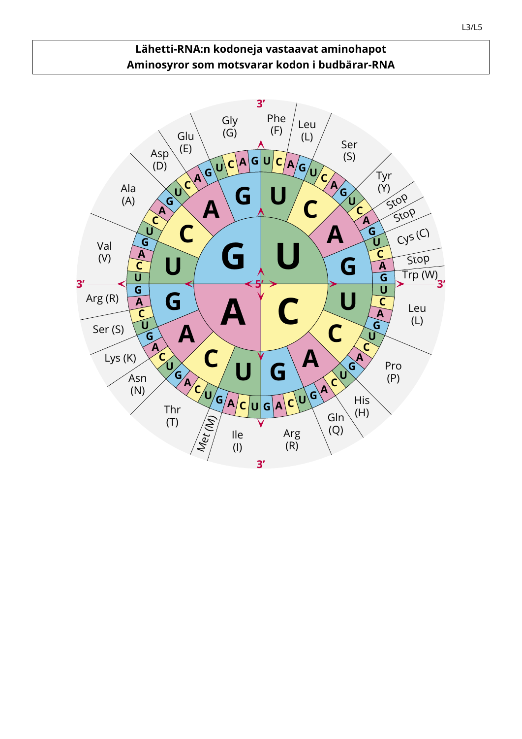**Lähetti-RNA:n kodoneja vastaavat aminohapot**
**Aminosyror som motsvarar kodon i budbärar-RNA**

| 1. emäs / bas (5′) | 2. emäs / bas | 3. emäs / bas (3′) | Aminohappo / Aminosyra |
|---|---|---|---|
| U | U | U, C | Phe (F) |
| U | U | A, G | Leu (L) |
| U | C | U, C, A, G | Ser (S) |
| U | A | U, C | Tyr (Y) |
| U | A | A | Stop |
| U | A | G | Stop |
| U | G | U, C | Cys (C) |
| U | G | A | Stop |
| U | G | G | Trp (W) |
| C | U | U, C, A, G | Leu (L) |
| C | C | U, C, A, G | Pro (P) |
| C | A | U, C | His (H) |
| C | A | A, G | Gln (Q) |
| C | G | U, C, A, G | Arg (R) |
| A | U | U, C, A | Ile (I) |
| A | U | G | Met (M) |
| A | C | U, C, A, G | Thr (T) |
| A | A | U, C | Asn (N) |
| A | A | A, G | Lys (K) |
| A | G | U, C | Ser (S) |
| A | G | A, G | Arg (R) |
| G | U | U, C, A, G | Val (V) |
| G | C | U, C, A, G | Ala (A) |
| G | A | U, C | Asp (D) |
| G | A | A, G | Glu (E) |
| G | G | U, C, A, G | Gly (G) |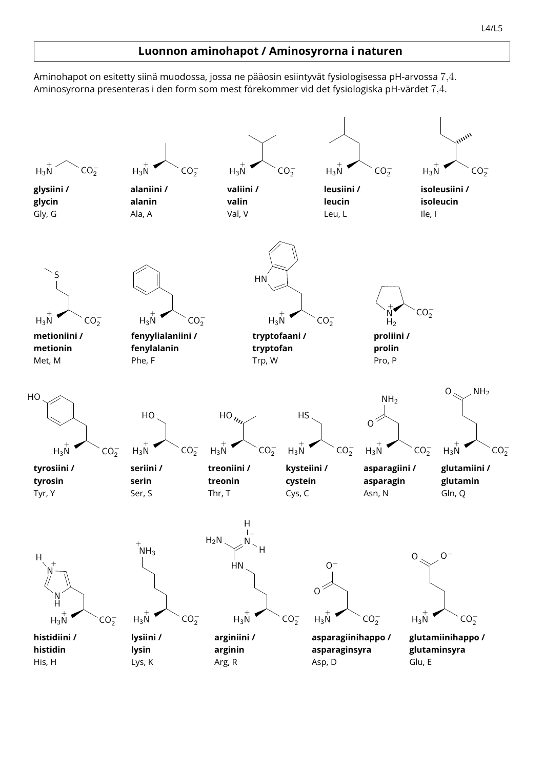## Luonnon aminohapot / Aminosyrorna i naturen

Aminohapot on esitetty siinä muodossa, jossa ne pääosin esiintyvät fysiologisessa pH-arvossa $7{,}4$.
Aminosyrorna presenteras i den form som mest förekommer vid det fysiologiska pH-värdet $7{,}4$.

**glysiini / glycin**
Gly, G

**alaniini / alanin**
Ala, A

**valiini / valin**
Val, V

**leusiini / leucin**
Leu, L

**isoleusiini / isoleucin**
Ile, I

**metioniini / metionin**
Met, M

**fenyylialaniini / fenylalanin**
Phe, F

**tryptofaani / tryptofan**
Trp, W

**proliini / prolin**
Pro, P

**tyrosiini / tyrosin**
Tyr, Y

**seriini / serin**
Ser, S

**treoniini / treonin**
Thr, T

**kysteiini / cystein**
Cys, C

**asparagiini / asparagin**
Asn, N

**glutamiini / glutamin**
Gln, Q

**histidiini / histidin**
His, H

**lysiini / lysin**
Lys, K

**arginiini / arginin**
Arg, R

**asparagiinihappo / asparaginsyra**
Asp, D

**glutamiinihappo / glutaminsyra**
Glu, E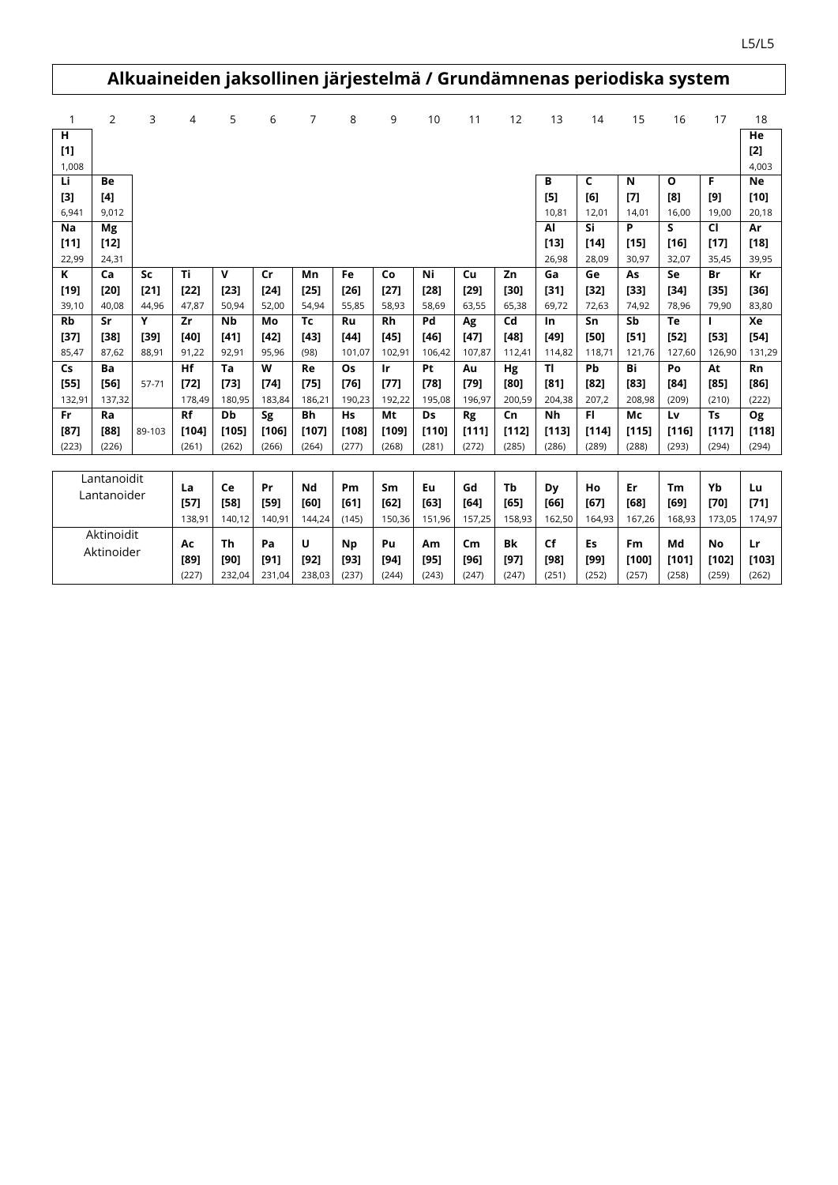# Alkuaineiden jaksollinen järjestelmä / Grundämnenas periodiska system

| 1 | 2 | 3 | 4 | 5 | 6 | 7 | 8 | 9 | 10 | 11 | 12 | 13 | 14 | 15 | 16 | 17 | 18 |
|---|---|---|---|---|---|---|---|---|---|---|---|---|---|---|---|---|---|
| **H** [1] 1,008 | | | | | | | | | | | | | | | | | **He** [2] 4,003 |
| **Li** [3] 6,941 | **Be** [4] 9,012 | | | | | | | | | | | **B** [5] 10,81 | **C** [6] 12,01 | **N** [7] 14,01 | **O** [8] 16,00 | **F** [9] 19,00 | **Ne** [10] 20,18 |
| **Na** [11] 22,99 | **Mg** [12] 24,31 | | | | | | | | | | | **Al** [13] 26,98 | **Si** [14] 28,09 | **P** [15] 30,97 | **S** [16] 32,07 | **Cl** [17] 35,45 | **Ar** [18] 39,95 |
| **K** [19] 39,10 | **Ca** [20] 40,08 | **Sc** [21] 44,96 | **Ti** [22] 47,87 | **V** [23] 50,94 | **Cr** [24] 52,00 | **Mn** [25] 54,94 | **Fe** [26] 55,85 | **Co** [27] 58,93 | **Ni** [28] 58,69 | **Cu** [29] 63,55 | **Zn** [30] 65,38 | **Ga** [31] 69,72 | **Ge** [32] 72,63 | **As** [33] 74,92 | **Se** [34] 78,96 | **Br** [35] 79,90 | **Kr** [36] 83,80 |
| **Rb** [37] 85,47 | **Sr** [38] 87,62 | **Y** [39] 88,91 | **Zr** [40] 91,22 | **Nb** [41] 92,91 | **Mo** [42] 95,96 | **Tc** [43] (98) | **Ru** [44] 101,07 | **Rh** [45] 102,91 | **Pd** [46] 106,42 | **Ag** [47] 107,87 | **Cd** [48] 112,41 | **In** [49] 114,82 | **Sn** [50] 118,71 | **Sb** [51] 121,76 | **Te** [52] 127,60 | **I** [53] 126,90 | **Xe** [54] 131,29 |
| **Cs** [55] 132,91 | **Ba** [56] 137,32 | 57-71 | **Hf** [72] 178,49 | **Ta** [73] 180,95 | **W** [74] 183,84 | **Re** [75] 186,21 | **Os** [76] 190,23 | **Ir** [77] 192,22 | **Pt** [78] 195,08 | **Au** [79] 196,97 | **Hg** [80] 200,59 | **Tl** [81] 204,38 | **Pb** [82] 207,2 | **Bi** [83] 208,98 | **Po** [84] (209) | **At** [85] (210) | **Rn** [86] (222) |
| **Fr** [87] (223) | **Ra** [88] (226) | 89-103 | **Rf** [104] (261) | **Db** [105] (262) | **Sg** [106] (266) | **Bh** [107] (264) | **Hs** [108] (277) | **Mt** [109] (268) | **Ds** [110] (281) | **Rg** [111] (272) | **Cn** [112] (285) | **Nh** [113] (286) | **Fl** [114] (289) | **Mc** [115] (288) | **Lv** [116] (293) | **Ts** [117] (294) | **Og** [118] (294) |

| | | | | | | | | | | | | | | | |
|---|---|---|---|---|---|---|---|---|---|---|---|---|---|---|---|
| Lantanoidit Lantanoider | **La** [57] 138,91 | **Ce** [58] 140,12 | **Pr** [59] 140,91 | **Nd** [60] 144,24 | **Pm** [61] (145) | **Sm** [62] 150,36 | **Eu** [63] 151,96 | **Gd** [64] 157,25 | **Tb** [65] 158,93 | **Dy** [66] 162,50 | **Ho** [67] 164,93 | **Er** [68] 167,26 | **Tm** [69] 168,93 | **Yb** [70] 173,05 | **Lu** [71] 174,97 |
| Aktinoidit Aktinoider | **Ac** [89] (227) | **Th** [90] 232,04 | **Pa** [91] 231,04 | **U** [92] 238,03 | **Np** [93] (237) | **Pu** [94] (244) | **Am** [95] (243) | **Cm** [96] (247) | **Bk** [97] (247) | **Cf** [98] (251) | **Es** [99] (252) | **Fm** [100] (257) | **Md** [101] (258) | **No** [102] (259) | **Lr** [103] (262) |